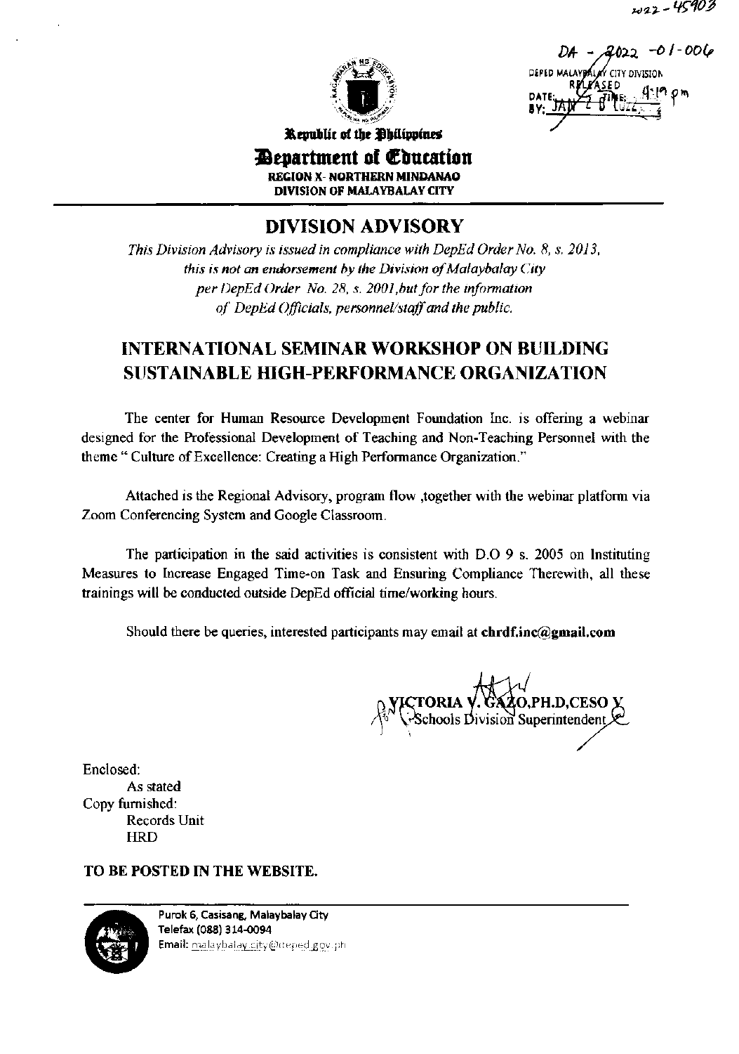2022 - 45903

DA - 2022 -01-006
DEPED MALAYBALAY CITY DIVISION
RELEASED
DATE: JAN 2 0 2022 TIME: 4:19 pm
BY:

Republic of the Philippines
**Department of Education**
**REGION X- NORTHERN MINDANAO**
**DIVISION OF MALAYBALAY CITY**

# DIVISION ADVISORY

*This Division Advisory is issued in compliance with DepEd Order No. 8, s. 2013, this is not an endorsement by the Division of Malaybalay City per DepEd Order No. 28, s. 2001, but for the information of DepEd Officials, personnel/staff and the public.*

## INTERNATIONAL SEMINAR WORKSHOP ON BUILDING SUSTAINABLE HIGH-PERFORMANCE ORGANIZATION

The center for Human Resource Development Foundation Inc. is offering a webinar designed for the Professional Development of Teaching and Non-Teaching Personnel with the theme " Culture of Excellence: Creating a High Performance Organization."

Attached is the Regional Advisory, program flow ,together with the webinar platform via Zoom Conferencing System and Google Classroom.

The participation in the said activities is consistent with D.O 9 s. 2005 on Instituting Measures to Increase Engaged Time-on Task and Ensuring Compliance Therewith, all these trainings will be conducted outside DepEd official time/working hours.

Should there be queries, interested participants may email at **chrdf.inc@gmail.com**

VICTORIA V. GAZO,PH.D,CESO V
Schools Division Superintendent

Enclosed:
As stated

Copy furnished:
Records Unit
HRD

**TO BE POSTED IN THE WEBSITE.**

Purok 6, Casisang, Malaybalay City
Telefax (088) 314-0094
Email: malaybalay.city@deped.gov.ph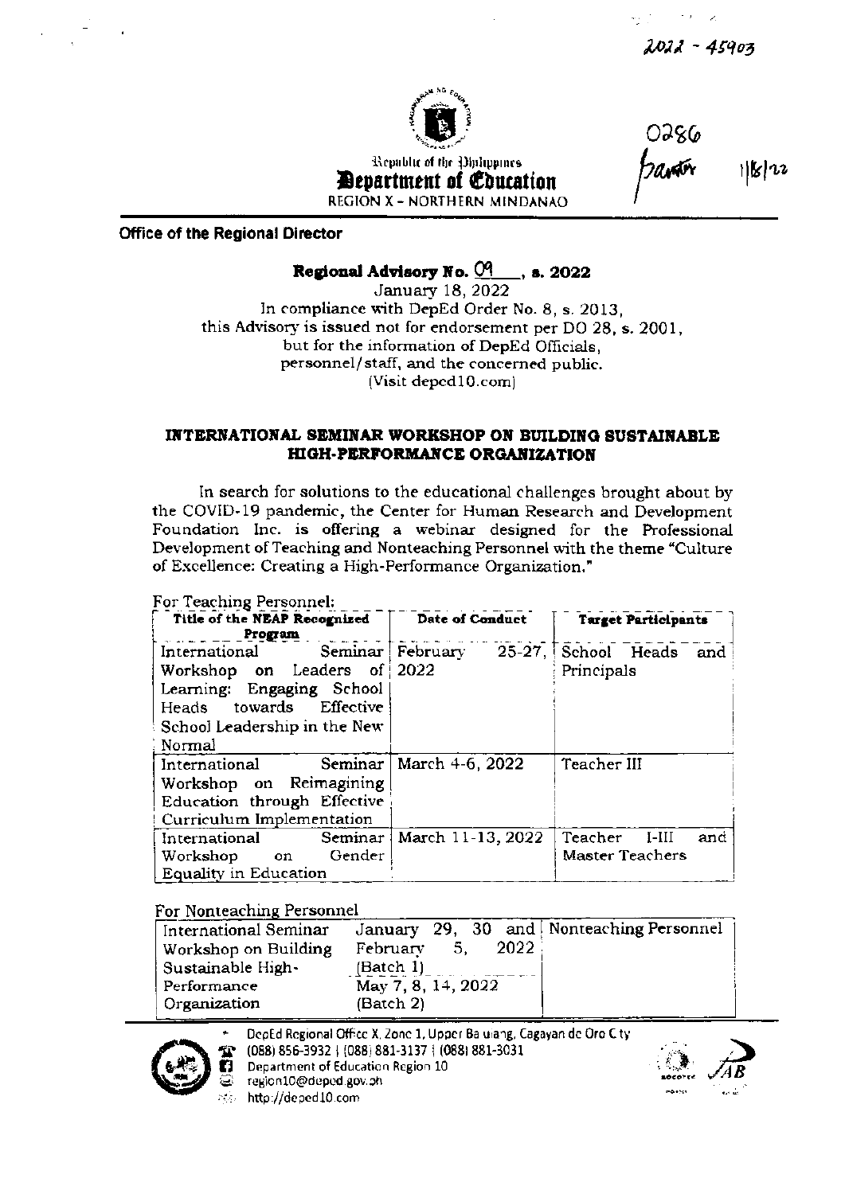2022 - 45903

Republic of the Philippines
**Department of Education**
REGION X – NORTHERN MINDANAO

0286
1/18/22

**Office of the Regional Director**

**Regional Advisory No. 09, s. 2022**

January 18, 2022
In compliance with DepEd Order No. 8, s. 2013,
this Advisory is issued not for endorsement per DO 28, s. 2001,
but for the information of DepEd Officials,
personnel/staff, and the concerned public.
(Visit deped10.com)

## INTERNATIONAL SEMINAR WORKSHOP ON BUILDING SUSTAINABLE HIGH-PERFORMANCE ORGANIZATION

In search for solutions to the educational challenges brought about by the COVID-19 pandemic, the Center for Human Research and Development Foundation Inc. is offering a webinar designed for the Professional Development of Teaching and Nonteaching Personnel with the theme "Culture of Excellence: Creating a High-Performance Organization."

For Teaching Personnel:

| Title of the NEAP Recognized Program | Date of Conduct | Target Participants |
|---|---|---|
| International Seminar Workshop on Leaders of Learning: Engaging School Heads towards Effective School Leadership in the New Normal | February 25-27, 2022 | School Heads and Principals |
| International Seminar Workshop on Reimagining Education through Effective Curriculum Implementation | March 4-6, 2022 | Teacher III |
| International Seminar Workshop on Gender Equality in Education | March 11-13, 2022 | Teacher I-III and Master Teachers |

For Nonteaching Personnel

| | | |
|---|---|---|
| International Seminar Workshop on Building Sustainable High-Performance Organization | January 29, 30 and February 5, 2022 (Batch 1) | Nonteaching Personnel |
| | May 7, 8, 14, 2022 (Batch 2) | |

DepEd Regional Office X, Zone 1, Upper Balulang, Cagayan de Oro City
(088) 856-3932 | (088) 881-3137 | (088) 881-3031
Department of Education Region 10
region10@deped.gov.ph
http://deped10.com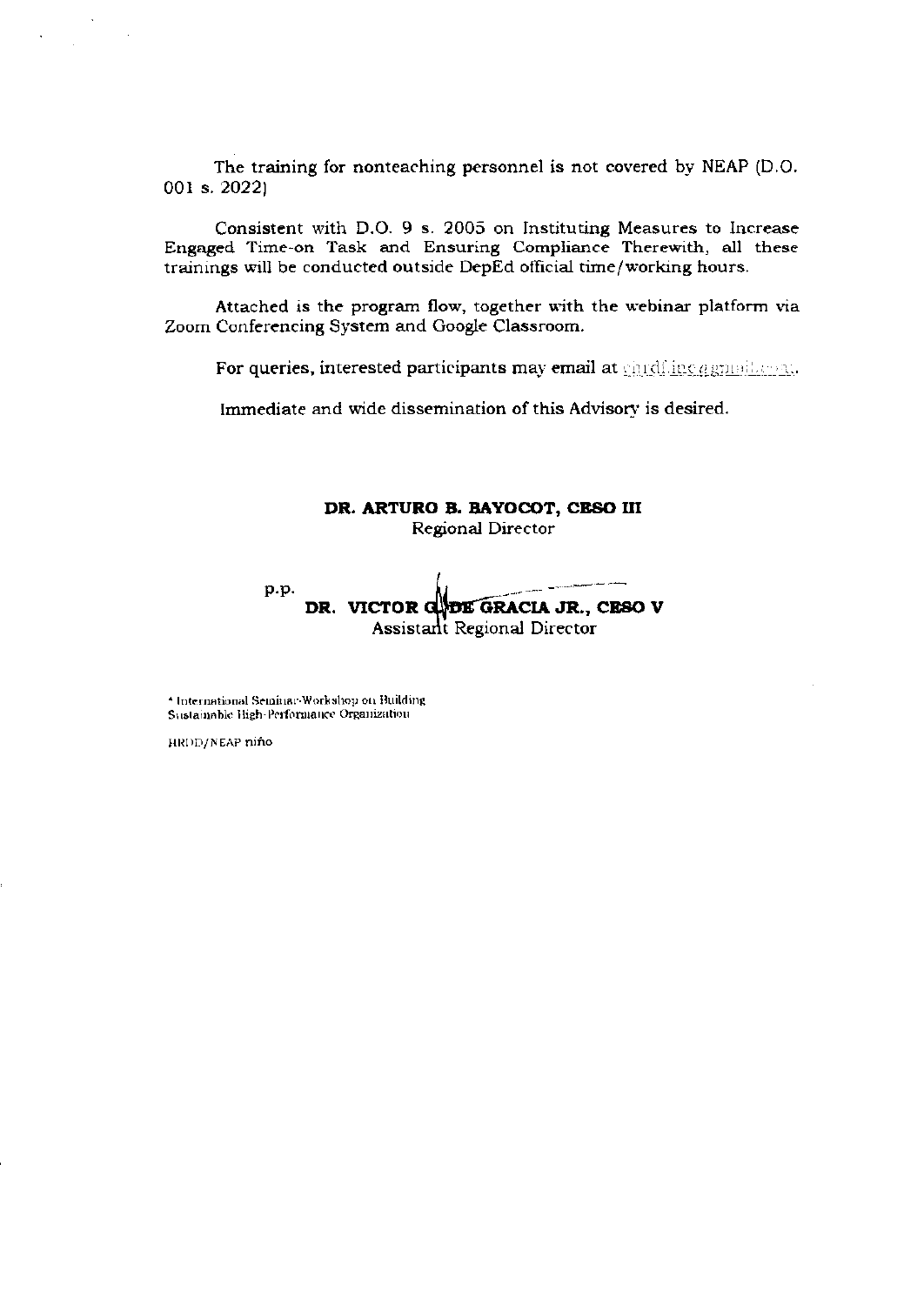The training for nonteaching personnel is not covered by NEAP (D.O. 001 s. 2022)

Consistent with D.O. 9 s. 2005 on Instituting Measures to Increase Engaged Time-on Task and Ensuring Compliance Therewith, all these trainings will be conducted outside DepEd official time/working hours.

Attached is the program flow, together with the webinar platform via Zoom Conferencing System and Google Classroom.

For queries, interested participants may email at chrdf.inc@gmail.com.

Immediate and wide dissemination of this Advisory is desired.

**DR. ARTURO B. BAYOCOT, CESO III**
Regional Director

p.p.
**DR. VICTOR G. DE GRACIA JR., CESO V**
Assistant Regional Director

* International Seminar-Workshop on Building Sustainable High-Performance Organization

HRDD/NEAP niño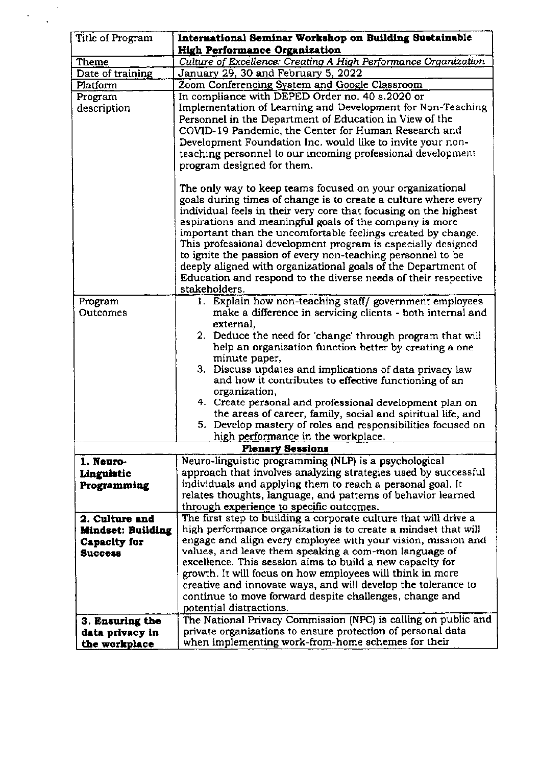| Title of Program | **International Seminar Workshop on Building Sustainable High Performance Organization** |
|---|---|
| Theme | *Culture of Excellence: Creating A High Performance Organization* |
| Date of training | January 29, 30 and February 5, 2022 |
| Platform | Zoom Conferencing System and Google Classroom |
| Program description | In compliance with DEPED Order no. 40 s.2020 or Implementation of Learning and Development for Non-Teaching Personnel in the Department of Education in View of the COVID-19 Pandemic, the Center for Human Research and Development Foundation Inc. would like to invite your non-teaching personnel to our incoming professional development program designed for them.<br><br>The only way to keep teams focused on your organizational goals during times of change is to create a culture where every individual feels in their very core that focusing on the highest aspirations and meaningful goals of the company is more important than the uncomfortable feelings created by change. This professional development program is especially designed to ignite the passion of every non-teaching personnel to be deeply aligned with organizational goals of the Department of Education and respond to the diverse needs of their respective stakeholders. |
| Program Outcomes | 1. Explain how non-teaching staff/ government employees make a difference in servicing clients - both internal and external,<br>2. Deduce the need for 'change' through program that will help an organization function better by creating a one minute paper,<br>3. Discuss updates and implications of data privacy law and how it contributes to effective functioning of an organization,<br>4. Create personal and professional development plan on the areas of career, family, social and spiritual life, and<br>5. Develop mastery of roles and responsibilities focused on high performance in the workplace. |
| **Plenary Sessions** | |
| **1. Neuro-Linguistic Programming** | Neuro-linguistic programming (NLP) is a psychological approach that involves analyzing strategies used by successful individuals and applying them to reach a personal goal. It relates thoughts, language, and patterns of behavior learned through experience to specific outcomes. |
| **2. Culture and Mindset: Building Capacity for Success** | The first step to building a corporate culture that will drive a high performance organization is to create a mindset that will engage and align every employee with your vision, mission and values, and leave them speaking a com-mon language of excellence. This session aims to build a new capacity for growth. It will focus on how employees will think in more creative and innovate ways, and will develop the tolerance to continue to move forward despite challenges, change and potential distractions. |
| **3. Ensuring the data privacy in the workplace** | The National Privacy Commission (NPC) is calling on public and private organizations to ensure protection of personal data when implementing work-from-home schemes for their |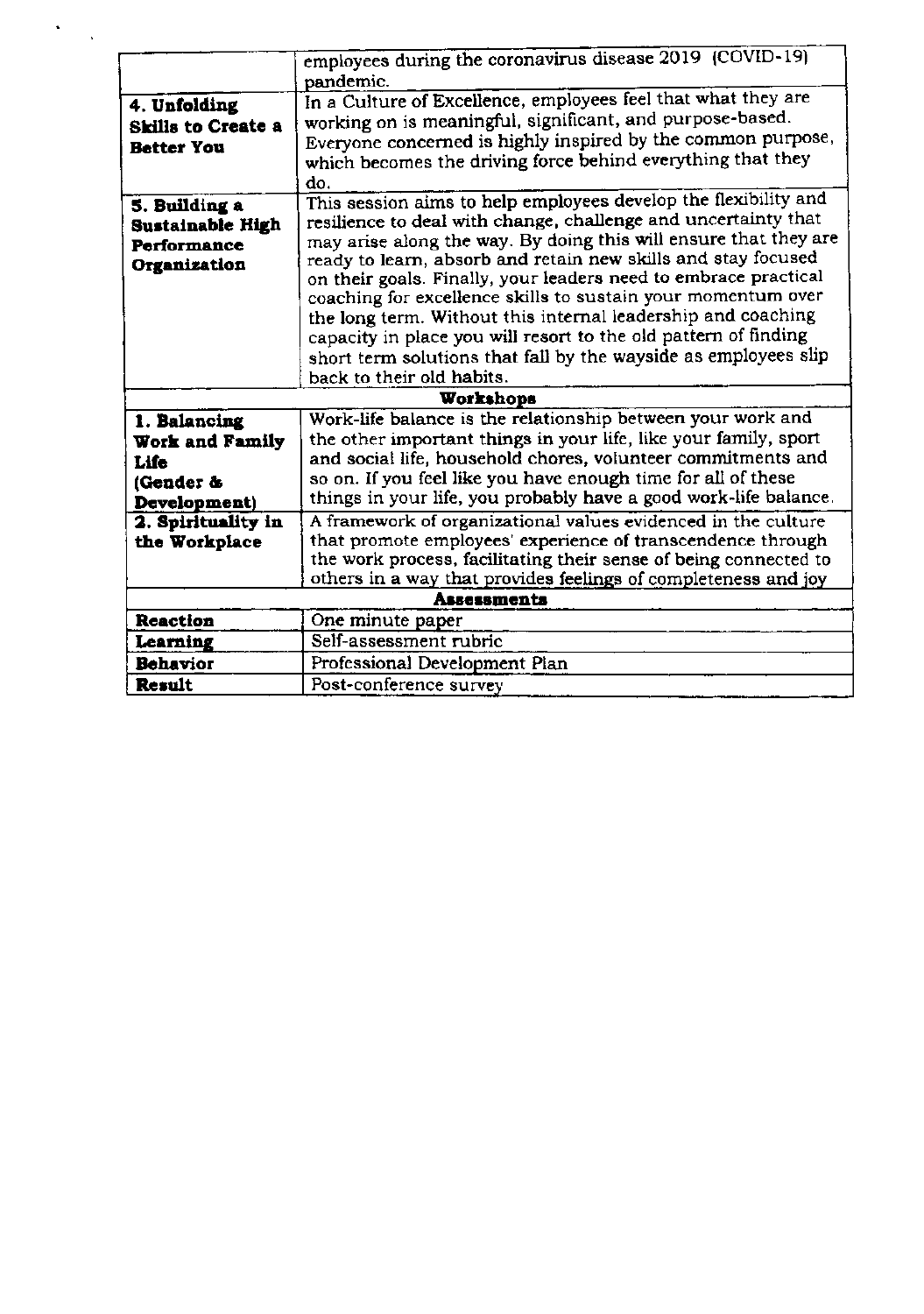| | |
|---|---|
| | employees during the coronavirus disease 2019 (COVID-19) pandemic. |
| **4. Unfolding Skills to Create a Better You** | In a Culture of Excellence, employees feel that what they are working on is meaningful, significant, and purpose-based. Everyone concerned is highly inspired by the common purpose, which becomes the driving force behind everything that they do. |
| **5. Building a Sustainable High Performance Organization** | This session aims to help employees develop the flexibility and resilience to deal with change, challenge and uncertainty that may arise along the way. By doing this will ensure that they are ready to learn, absorb and retain new skills and stay focused on their goals. Finally, your leaders need to embrace practical coaching for excellence skills to sustain your momentum over the long term. Without this internal leadership and coaching capacity in place you will resort to the old pattern of finding short term solutions that fall by the wayside as employees slip back to their old habits. |
| **Workshops** | |
| **1. Balancing Work and Family Life (Gender & Development)** | Work-life balance is the relationship between your work and the other important things in your life, like your family, sport and social life, household chores, volunteer commitments and so on. If you feel like you have enough time for all of these things in your life, you probably have a good work-life balance. |
| **2. Spirituality in the Workplace** | A framework of organizational values evidenced in the culture that promote employees' experience of transcendence through the work process, facilitating their sense of being connected to others in a way that provides feelings of completeness and joy |
| **Assessments** | |
| **Reaction** | One minute paper |
| **Learning** | Self-assessment rubric |
| **Behavior** | Professional Development Plan |
| **Result** | Post-conference survey |